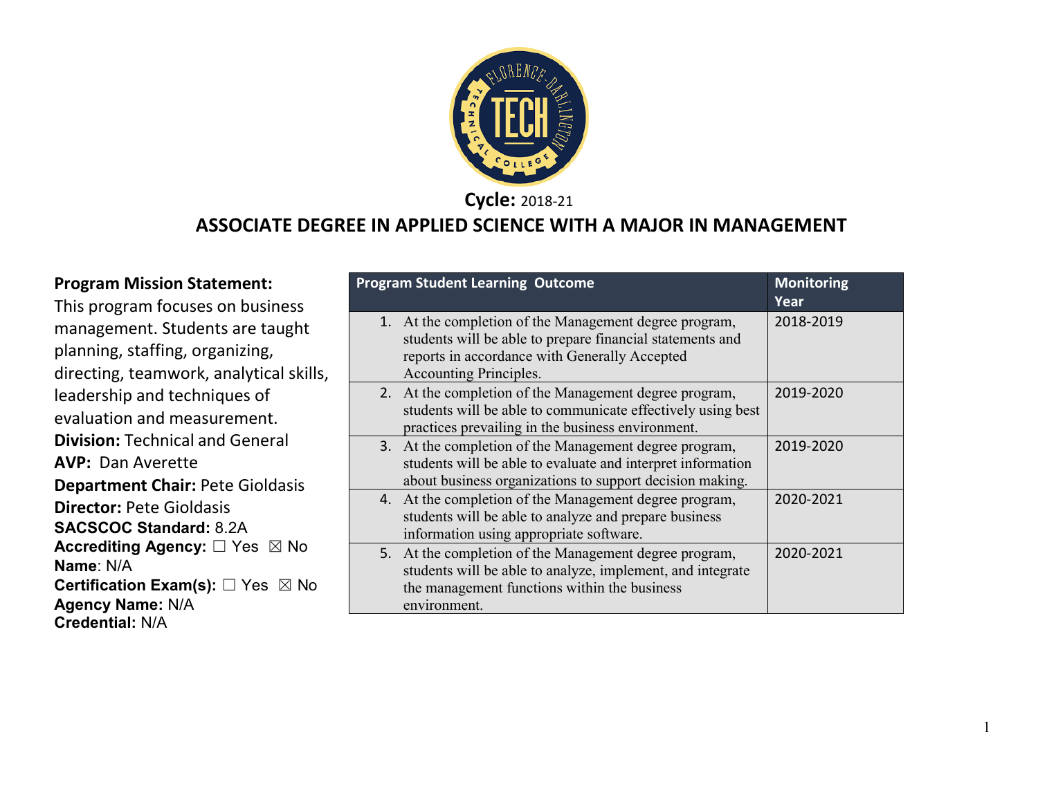**Cycle:** 2018-21

# ASSOCIATE DEGREE IN APPLIED SCIENCE WITH A MAJOR IN MANAGEMENT

**Program Mission Statement:**
This program focuses on business management. Students are taught planning, staffing, organizing, directing, teamwork, analytical skills, leadership and techniques of evaluation and measurement.

**Division:** Technical and General
**AVP:** Dan Averette
**Department Chair:** Pete Gioldasis
**Director:** Pete Gioldasis
**SACSCOC Standard:** 8.2A
**Accrediting Agency:** ☐ Yes ☒ No
**Name**: N/A
**Certification Exam(s):** ☐ Yes ☒ No
**Agency Name:** N/A
**Credential:** N/A

| Program Student Learning Outcome | Monitoring Year |
|---|---|
| 1. At the completion of the Management degree program, students will be able to prepare financial statements and reports in accordance with Generally Accepted Accounting Principles. | 2018-2019 |
| 2. At the completion of the Management degree program, students will be able to communicate effectively using best practices prevailing in the business environment. | 2019-2020 |
| 3. At the completion of the Management degree program, students will be able to evaluate and interpret information about business organizations to support decision making. | 2019-2020 |
| 4. At the completion of the Management degree program, students will be able to analyze and prepare business information using appropriate software. | 2020-2021 |
| 5. At the completion of the Management degree program, students will be able to analyze, implement, and integrate the management functions within the business environment. | 2020-2021 |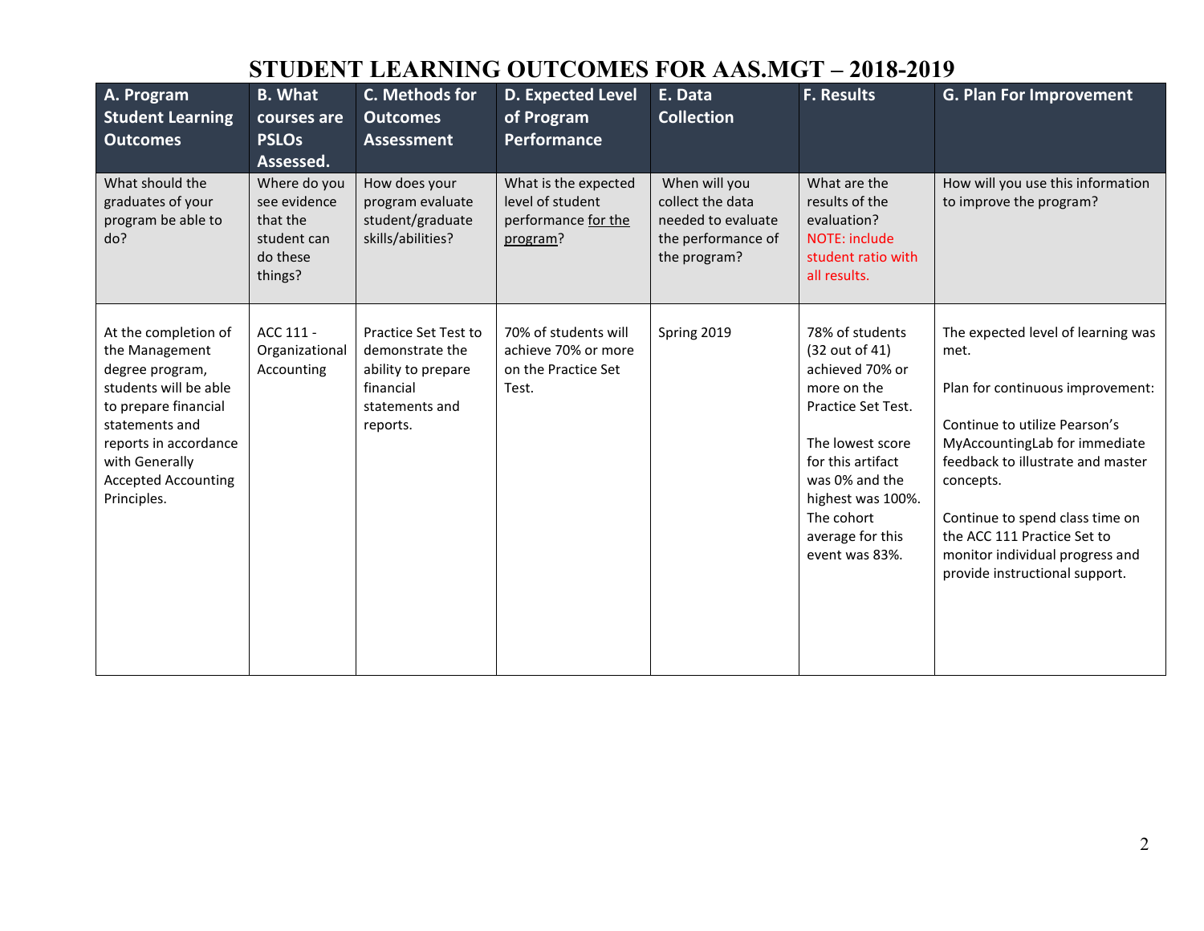# STUDENT LEARNING OUTCOMES FOR AAS.MGT – 2018-2019

| A. Program Student Learning Outcomes | B. What courses are PSLOs Assessed. | C. Methods for Outcomes Assessment | D. Expected Level of Program Performance | E. Data Collection | F. Results | G. Plan For Improvement |
|---|---|---|---|---|---|---|
| What should the graduates of your program be able to do? | Where do you see evidence that the student can do these things? | How does your program evaluate student/graduate skills/abilities? | What is the expected level of student performance for the program? | When will you collect the data needed to evaluate the performance of the program? | What are the results of the evaluation? NOTE: include student ratio with all results. | How will you use this information to improve the program? |
| At the completion of the Management degree program, students will be able to prepare financial statements and reports in accordance with Generally Accepted Accounting Principles. | ACC 111 - Organizational Accounting | Practice Set Test to demonstrate the ability to prepare financial statements and reports. | 70% of students will achieve 70% or more on the Practice Set Test. | Spring 2019 | 78% of students (32 out of 41) achieved 70% or more on the Practice Set Test.<br><br>The lowest score for this artifact was 0% and the highest was 100%. The cohort average for this event was 83%. | The expected level of learning was met.<br><br>Plan for continuous improvement:<br><br>Continue to utilize Pearson's MyAccountingLab for immediate feedback to illustrate and master concepts.<br><br>Continue to spend class time on the ACC 111 Practice Set to monitor individual progress and provide instructional support. |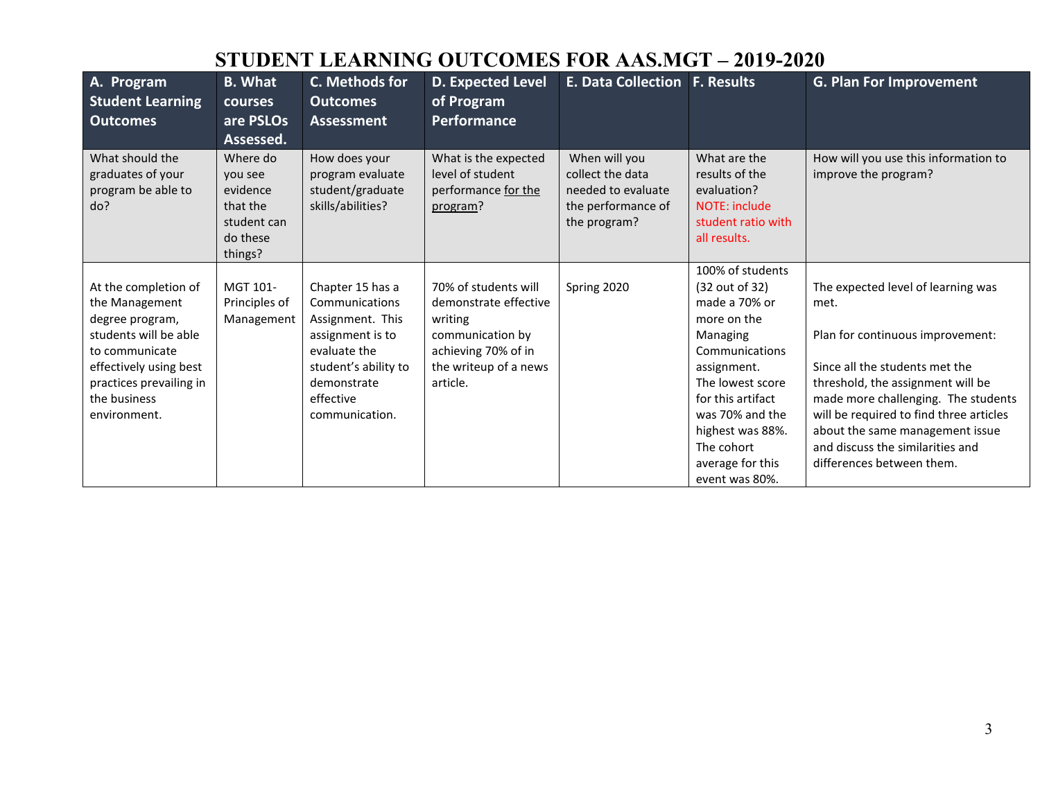# STUDENT LEARNING OUTCOMES FOR AAS.MGT – 2019-2020

| A. Program Student Learning Outcomes | B. What courses are PSLOs Assessed. | C. Methods for Outcomes Assessment | D. Expected Level of Program Performance | E. Data Collection | F. Results | G. Plan For Improvement |
|---|---|---|---|---|---|---|
| What should the graduates of your program be able to do? | Where do you see evidence that the student can do these things? | How does your program evaluate student/graduate skills/abilities? | What is the expected level of student performance for the program? | When will you collect the data needed to evaluate the performance of the program? | What are the results of the evaluation? NOTE: include student ratio with all results. | How will you use this information to improve the program? |
| At the completion of the Management degree program, students will be able to communicate effectively using best practices prevailing in the business environment. | MGT 101- Principles of Management | Chapter 15 has a Communications Assignment. This assignment is to evaluate the student's ability to demonstrate effective communication. | 70% of students will demonstrate effective writing communication by achieving 70% of in the writeup of a news article. | Spring 2020 | 100% of students (32 out of 32) made a 70% or more on the Managing Communications assignment. The lowest score for this artifact was 70% and the highest was 88%. The cohort average for this event was 80%. | The expected level of learning was met.<br><br>Plan for continuous improvement:<br><br>Since all the students met the threshold, the assignment will be made more challenging. The students will be required to find three articles about the same management issue and discuss the similarities and differences between them. |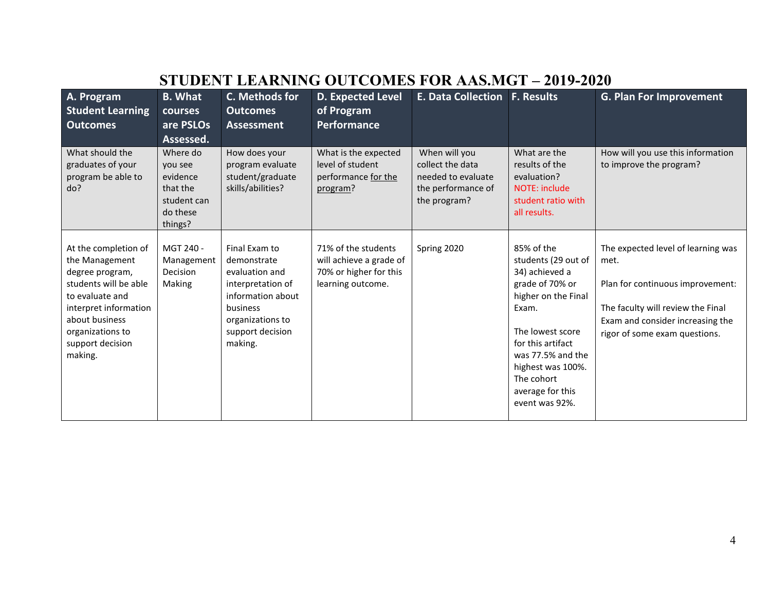# STUDENT LEARNING OUTCOMES FOR AAS.MGT – 2019-2020

| A. Program Student Learning Outcomes | B. What courses are PSLOs Assessed. | C. Methods for Outcomes Assessment | D. Expected Level of Program Performance | E. Data Collection | F. Results | G. Plan For Improvement |
|---|---|---|---|---|---|---|
| What should the graduates of your program be able to do? | Where do you see evidence that the student can do these things? | How does your program evaluate student/graduate skills/abilities? | What is the expected level of student performance for the program? | When will you collect the data needed to evaluate the performance of the program? | What are the results of the evaluation? NOTE: include student ratio with all results. | How will you use this information to improve the program? |
| At the completion of the Management degree program, students will be able to evaluate and interpret information about business organizations to support decision making. | MGT 240 - Management Decision Making | Final Exam to demonstrate evaluation and interpretation of information about business organizations to support decision making. | 71% of the students will achieve a grade of 70% or higher for this learning outcome. | Spring 2020 | 85% of the students (29 out of 34) achieved a grade of 70% or higher on the Final Exam.<br><br>The lowest score for this artifact was 77.5% and the highest was 100%. The cohort average for this event was 92%. | The expected level of learning was met.<br><br>Plan for continuous improvement:<br><br>The faculty will review the Final Exam and consider increasing the rigor of some exam questions. |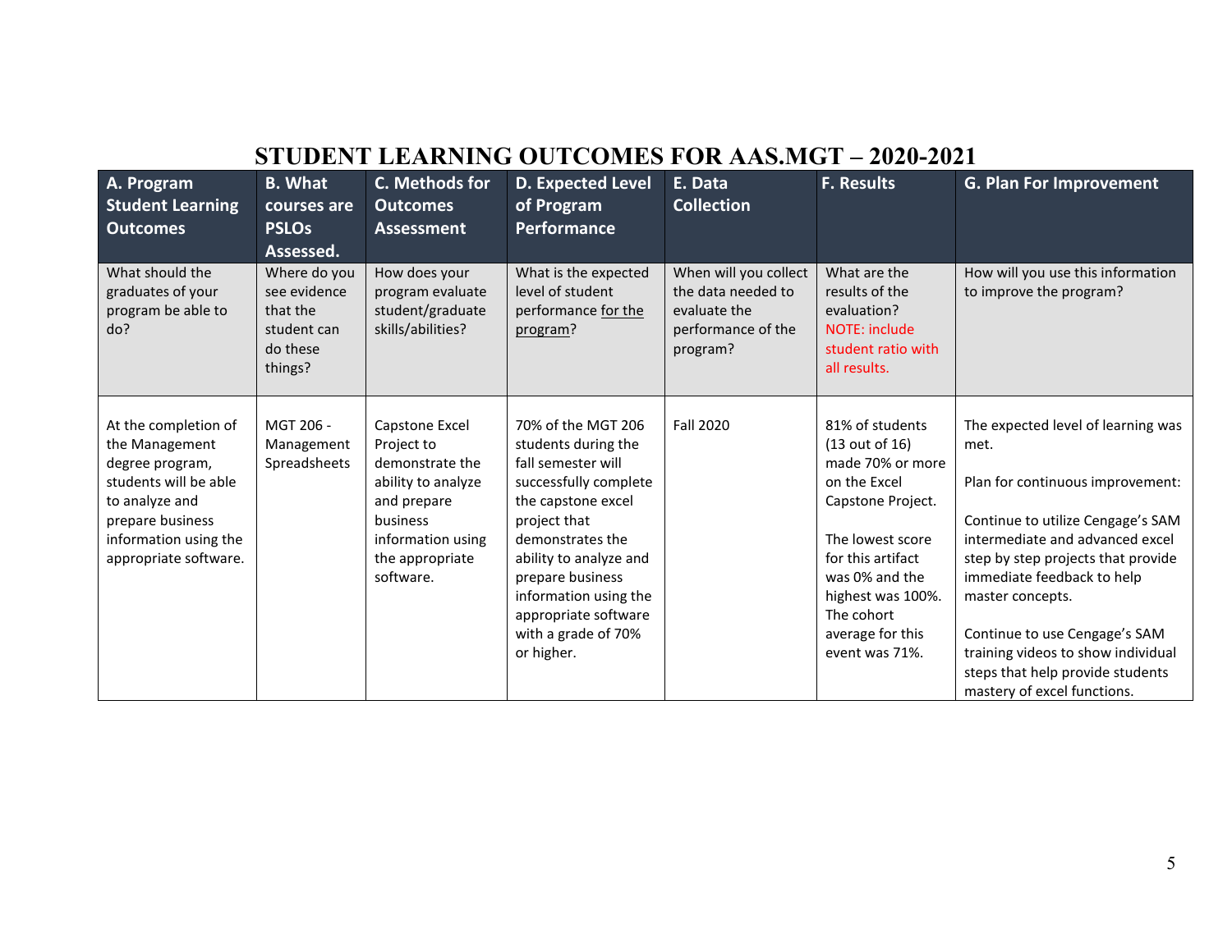## STUDENT LEARNING OUTCOMES FOR AAS.MGT – 2020-2021

| A. Program Student Learning Outcomes | B. What courses are PSLOs Assessed. | C. Methods for Outcomes Assessment | D. Expected Level of Program Performance | E. Data Collection | F. Results | G. Plan For Improvement |
|---|---|---|---|---|---|---|
| What should the graduates of your program be able to do? | Where do you see evidence that the student can do these things? | How does your program evaluate student/graduate skills/abilities? | What is the expected level of student performance for the program? | When will you collect the data needed to evaluate the performance of the program? | What are the results of the evaluation? NOTE: include student ratio with all results. | How will you use this information to improve the program? |
| At the completion of the Management degree program, students will be able to analyze and prepare business information using the appropriate software. | MGT 206 - Management Spreadsheets | Capstone Excel Project to demonstrate the ability to analyze and prepare business information using the appropriate software. | 70% of the MGT 206 students during the fall semester will successfully complete the capstone excel project that demonstrates the ability to analyze and prepare business information using the appropriate software with a grade of 70% or higher. | Fall 2020 | 81% of students (13 out of 16) made 70% or more on the Excel Capstone Project.<br><br>The lowest score for this artifact was 0% and the highest was 100%. The cohort average for this event was 71%. | The expected level of learning was met.<br><br>Plan for continuous improvement:<br><br>Continue to utilize Cengage's SAM intermediate and advanced excel step by step projects that provide immediate feedback to help master concepts.<br><br>Continue to use Cengage's SAM training videos to show individual steps that help provide students mastery of excel functions. |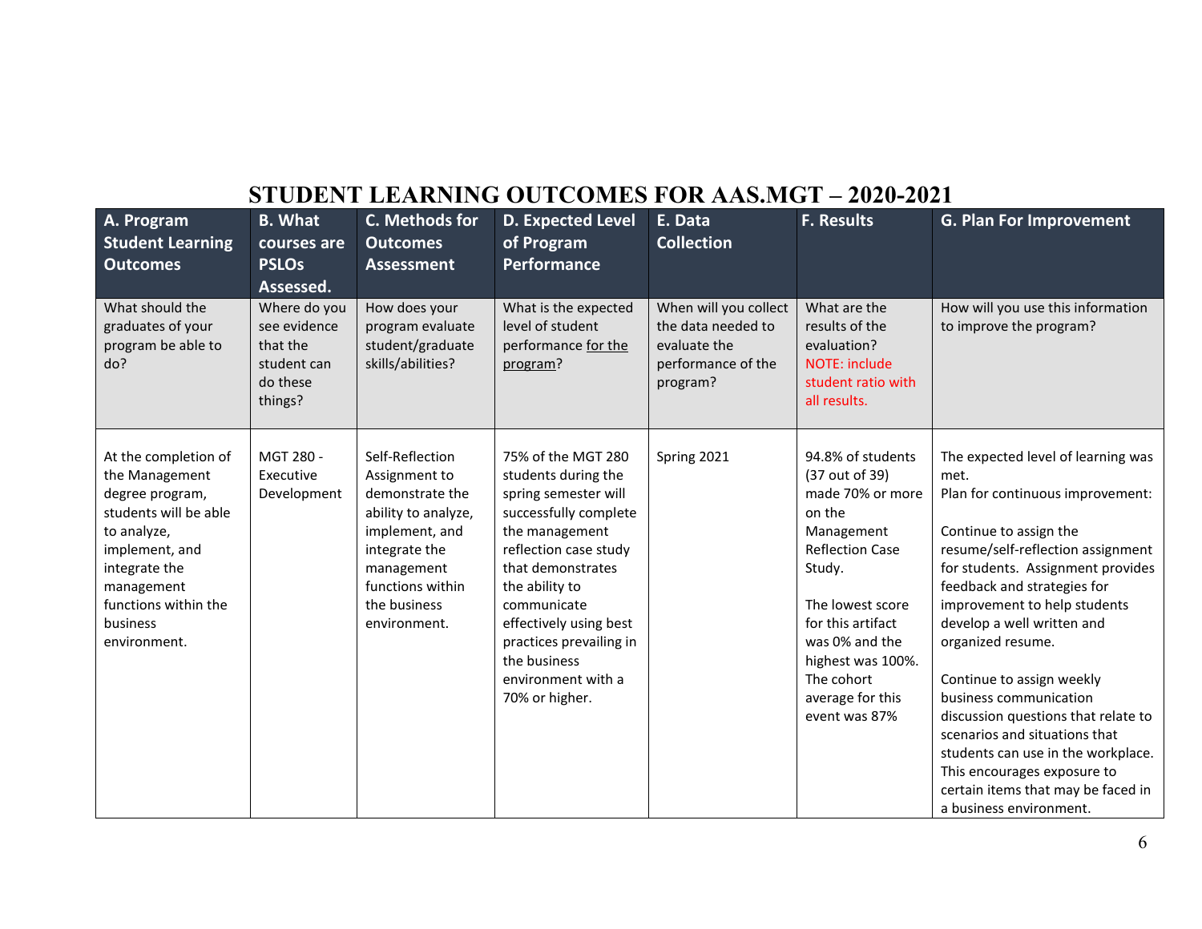# STUDENT LEARNING OUTCOMES FOR AAS.MGT – 2020-2021

| A. Program Student Learning Outcomes | B. What courses are PSLOs Assessed. | C. Methods for Outcomes Assessment | D. Expected Level of Program Performance | E. Data Collection | F. Results | G. Plan For Improvement |
|---|---|---|---|---|---|---|
| What should the graduates of your program be able to do? | Where do you see evidence that the student can do these things? | How does your program evaluate student/graduate skills/abilities? | What is the expected level of student performance for the program? | When will you collect the data needed to evaluate the performance of the program? | What are the results of the evaluation? NOTE: include student ratio with all results. | How will you use this information to improve the program? |
| At the completion of the Management degree program, students will be able to analyze, implement, and integrate the management functions within the business environment. | MGT 280 - Executive Development | Self-Reflection Assignment to demonstrate the ability to analyze, implement, and integrate the management functions within the business environment. | 75% of the MGT 280 students during the spring semester will successfully complete the management reflection case study that demonstrates the ability to communicate effectively using best practices prevailing in the business environment with a 70% or higher. | Spring 2021 | 94.8% of students (37 out of 39) made 70% or more on the Management Reflection Case Study.<br><br>The lowest score for this artifact was 0% and the highest was 100%. The cohort average for this event was 87% | The expected level of learning was met.<br>Plan for continuous improvement:<br><br>Continue to assign the resume/self-reflection assignment for students. Assignment provides feedback and strategies for improvement to help students develop a well written and organized resume.<br><br>Continue to assign weekly business communication discussion questions that relate to scenarios and situations that students can use in the workplace. This encourages exposure to certain items that may be faced in a business environment. |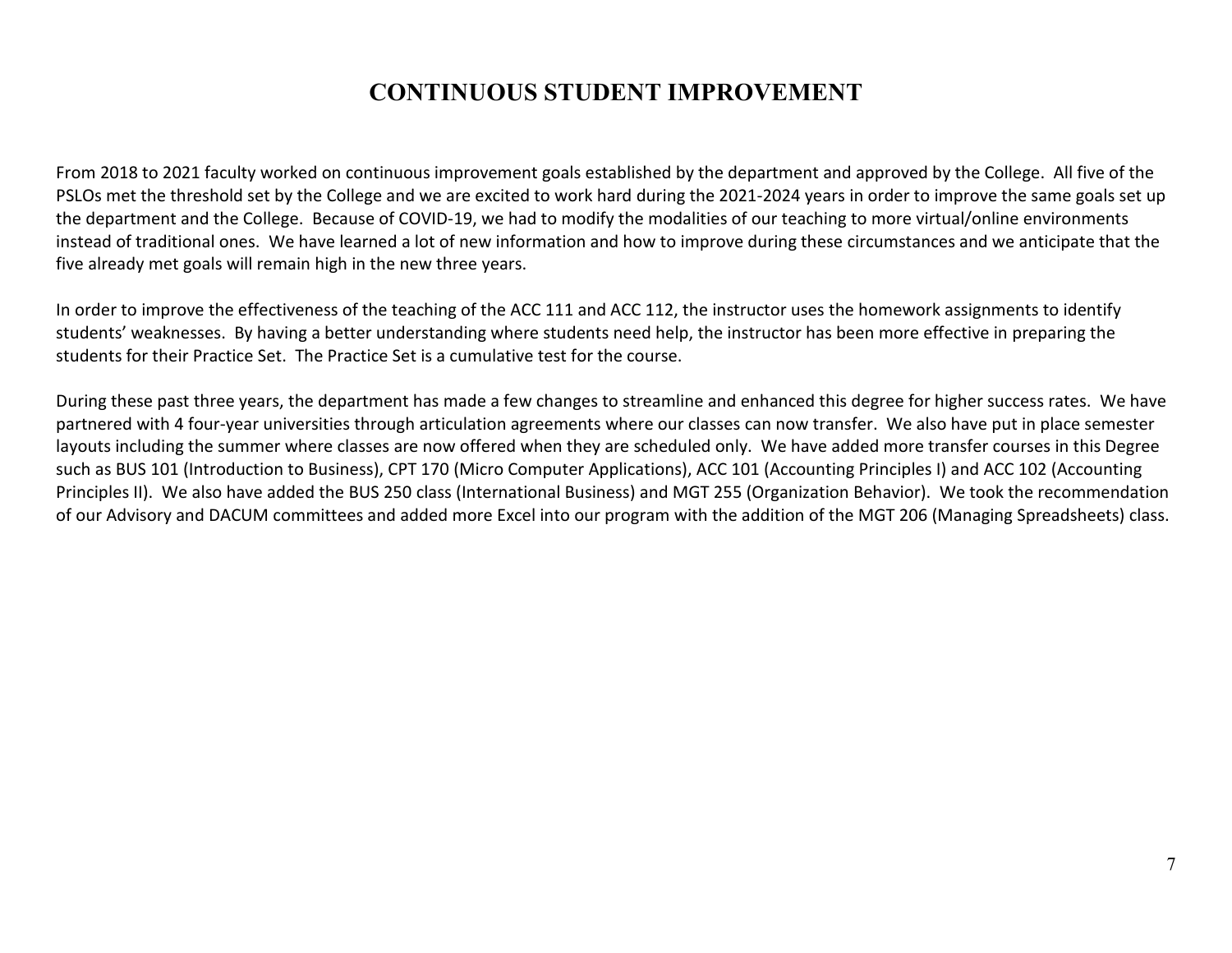# CONTINUOUS STUDENT IMPROVEMENT

From 2018 to 2021 faculty worked on continuous improvement goals established by the department and approved by the College. All five of the PSLOs met the threshold set by the College and we are excited to work hard during the 2021-2024 years in order to improve the same goals set up the department and the College. Because of COVID-19, we had to modify the modalities of our teaching to more virtual/online environments instead of traditional ones. We have learned a lot of new information and how to improve during these circumstances and we anticipate that the five already met goals will remain high in the new three years.

In order to improve the effectiveness of the teaching of the ACC 111 and ACC 112, the instructor uses the homework assignments to identify students' weaknesses. By having a better understanding where students need help, the instructor has been more effective in preparing the students for their Practice Set. The Practice Set is a cumulative test for the course.

During these past three years, the department has made a few changes to streamline and enhanced this degree for higher success rates. We have partnered with 4 four-year universities through articulation agreements where our classes can now transfer. We also have put in place semester layouts including the summer where classes are now offered when they are scheduled only. We have added more transfer courses in this Degree such as BUS 101 (Introduction to Business), CPT 170 (Micro Computer Applications), ACC 101 (Accounting Principles I) and ACC 102 (Accounting Principles II). We also have added the BUS 250 class (International Business) and MGT 255 (Organization Behavior). We took the recommendation of our Advisory and DACUM committees and added more Excel into our program with the addition of the MGT 206 (Managing Spreadsheets) class.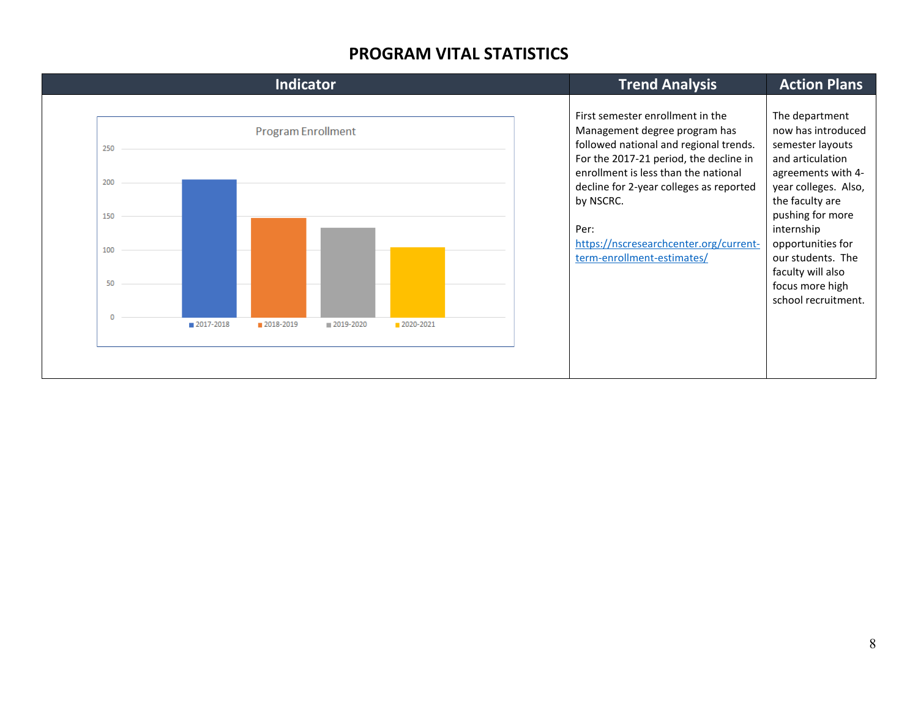# PROGRAM VITAL STATISTICS

| Indicator | Trend Analysis | Action Plans |
|---|---|---|
| Program Enrollment<br>2017-2018, 2018-2019, 2019-2020, 2020-2021 | First semester enrollment in the Management degree program has followed national and regional trends. For the 2017-21 period, the decline in enrollment is less than the national decline for 2-year colleges as reported by NSCRC.<br><br>Per: https://nscresearchcenter.org/current-term-enrollment-estimates/ | The department now has introduced semester layouts and articulation agreements with 4-year colleges. Also, the faculty are pushing for more internship opportunities for our students. The faculty will also focus more high school recruitment. |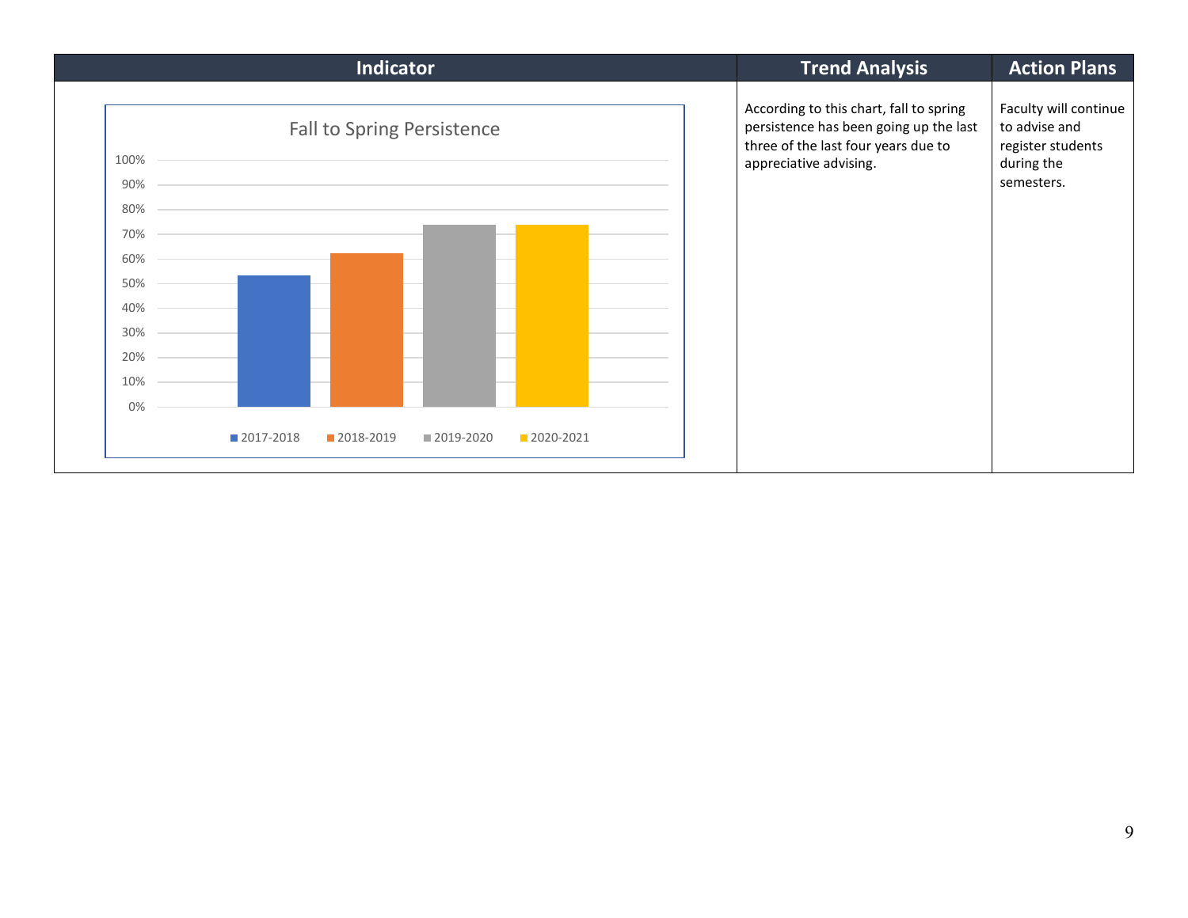| Indicator | Trend Analysis | Action Plans |
| --- | --- | --- |
| Fall to Spring Persistence (chart: 2017-2018, 2018-2019, 2019-2020, 2020-2021; y-axis 0%–100%) | According to this chart, fall to spring persistence has been going up the last three of the last four years due to appreciative advising. | Faculty will continue to advise and register students during the semesters. |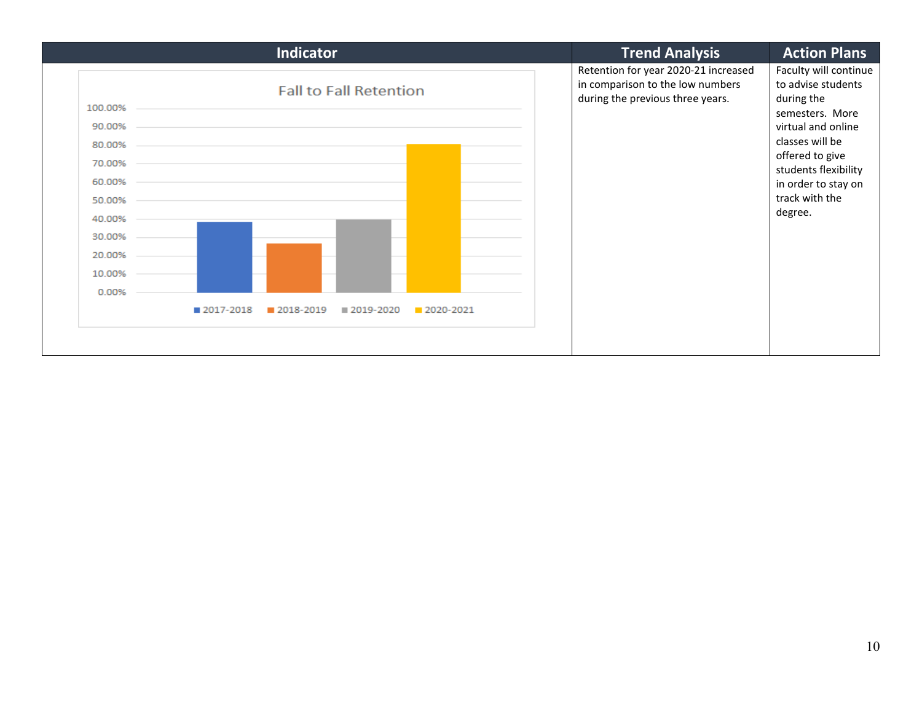| Indicator | Trend Analysis | Action Plans |
|---|---|---|
| Fall to Fall Retention<br>100.00%<br>90.00%<br>80.00%<br>70.00%<br>60.00%<br>50.00%<br>40.00%<br>30.00%<br>20.00%<br>10.00%<br>0.00%<br>2017-2018 2018-2019 2019-2020 2020-2021 | Retention for year 2020-21 increased in comparison to the low numbers during the previous three years. | Faculty will continue to advise students during the semesters. More virtual and online classes will be offered to give students flexibility in order to stay on track with the degree. |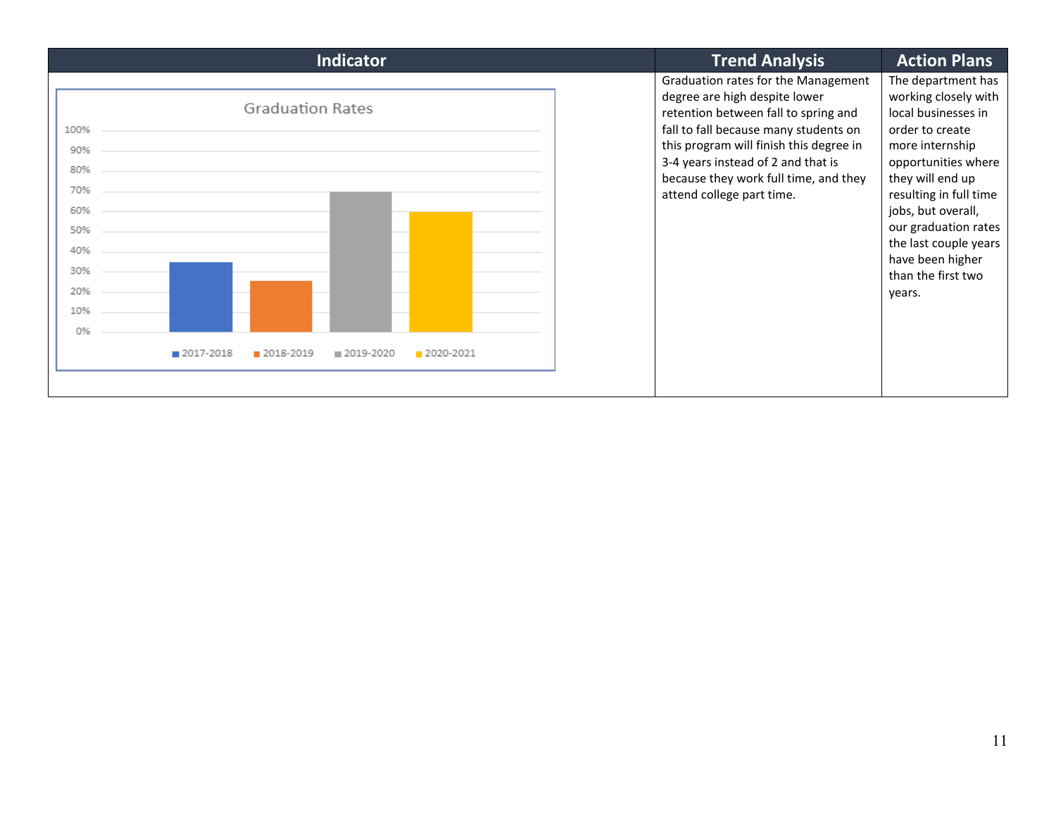| Indicator | Trend Analysis | Action Plans |
|---|---|---|
| Graduation Rates<br>100%<br>90%<br>80%<br>70%<br>60%<br>50%<br>40%<br>30%<br>20%<br>10%<br>0%<br>2017-2018 2018-2019 2019-2020 2020-2021 | Graduation rates for the Management degree are high despite lower retention between fall to spring and fall to fall because many students on this program will finish this degree in 3-4 years instead of 2 and that is because they work full time, and they attend college part time. | The department has working closely with local businesses in order to create more internship opportunities where they will end up resulting in full time jobs, but overall, our graduation rates the last couple years have been higher than the first two years. |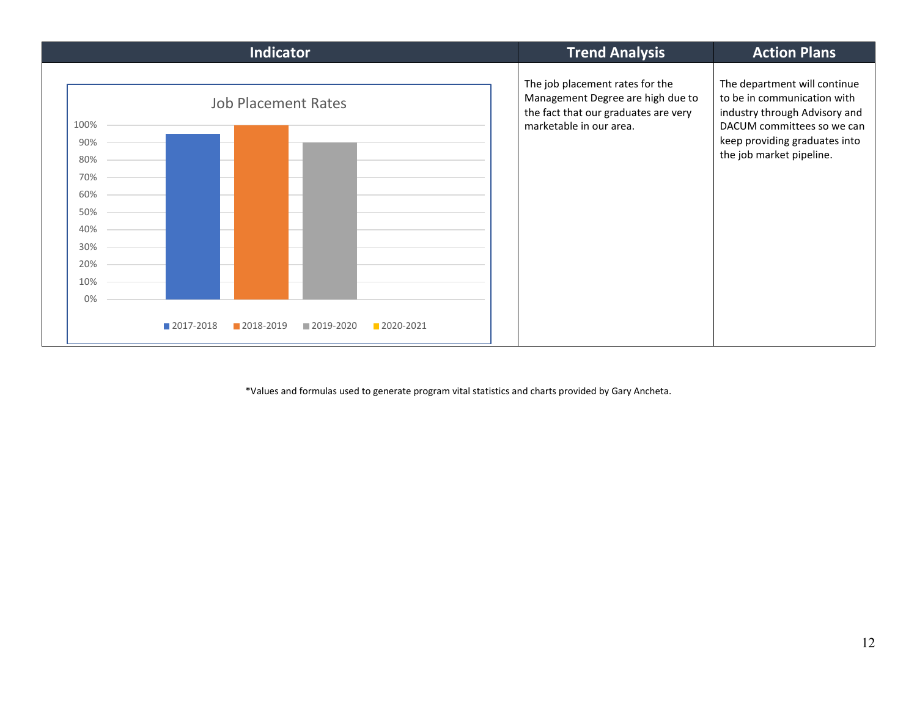| Indicator | Trend Analysis | Action Plans |
| --- | --- | --- |
| Job Placement Rates<br>100%<br>90%<br>80%<br>70%<br>60%<br>50%<br>40%<br>30%<br>20%<br>10%<br>0%<br>2017-2018 2018-2019 2019-2020 2020-2021 | The job placement rates for the Management Degree are high due to the fact that our graduates are very marketable in our area. | The department will continue to be in communication with industry through Advisory and DACUM committees so we can keep providing graduates into the job market pipeline. |

*Values and formulas used to generate program vital statistics and charts provided by Gary Ancheta.